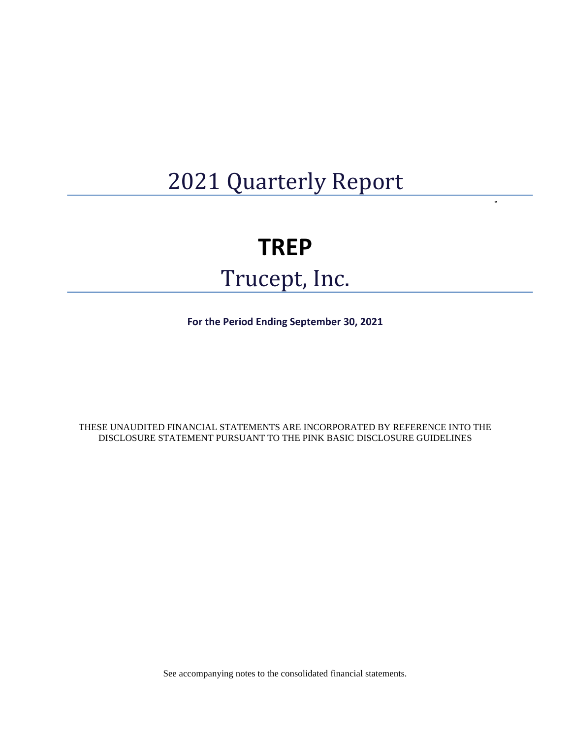# 2021 Quarterly Report

# TREP

# Trucept, Inc.

**For the Period Ending September 30, 2021**

THESE UNAUDITED FINANCIAL STATEMENTS ARE INCORPORATED BY REFERENCE INTO THE DISCLOSURE STATEMENT PURSUANT TO THE PINK BASIC DISCLOSURE GUIDELINES

See accompanying notes to the consolidated financial statements.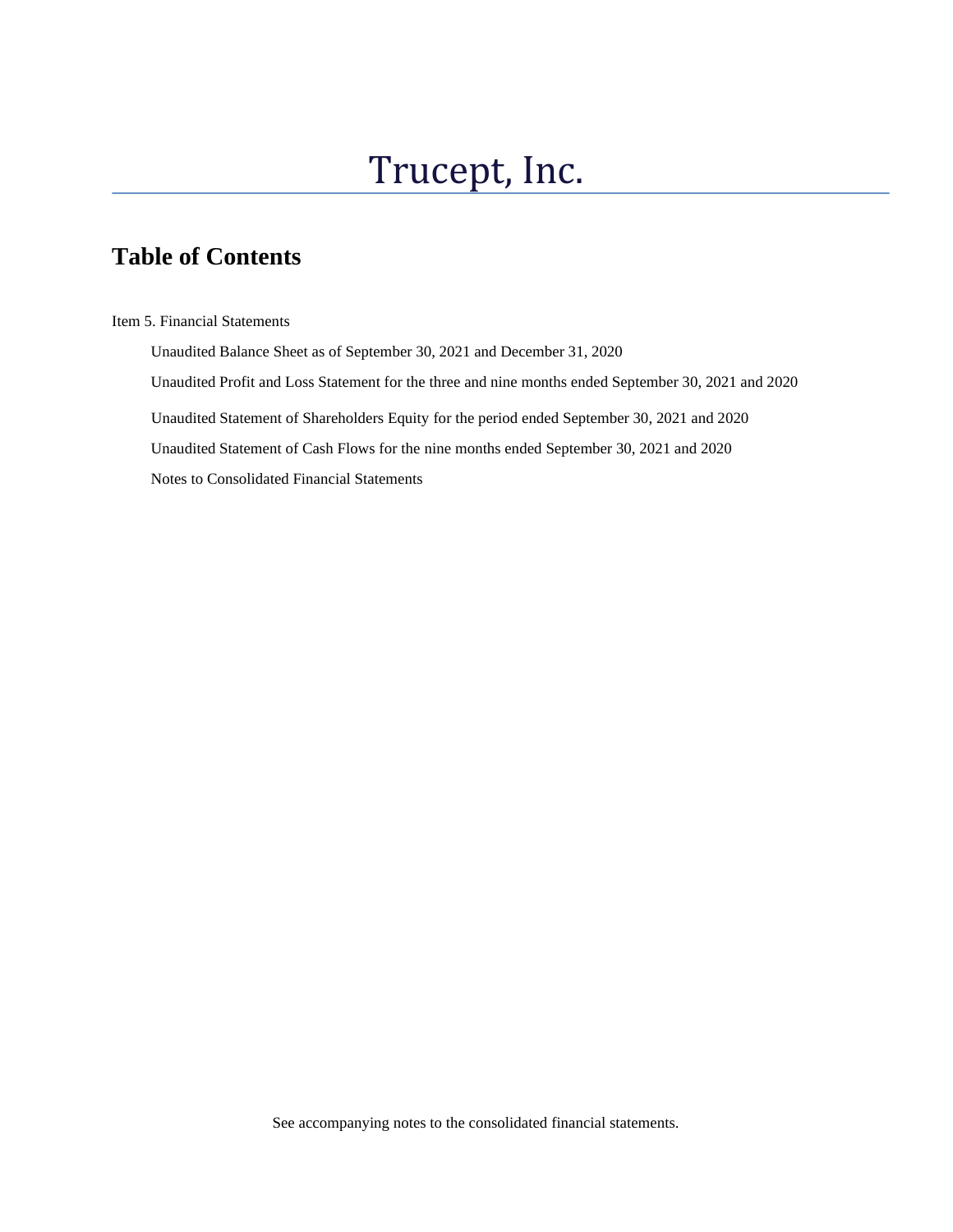# Trucept, Inc.

## Table of Contents

Item 5. Financial Statements

- Unaudited Balance Sheet as of September 30, 2021 and December 31, 2020
- Unaudited Profit and Loss Statement for the three and nine months ended September 30, 2021 and 2020
- Unaudited Statement of Shareholders Equity for the period ended September 30, 2021 and 2020
- Unaudited Statement of Cash Flows for the nine months ended September 30, 2021 and 2020
- Notes to Consolidated Financial Statements

See accompanying notes to the consolidated financial statements.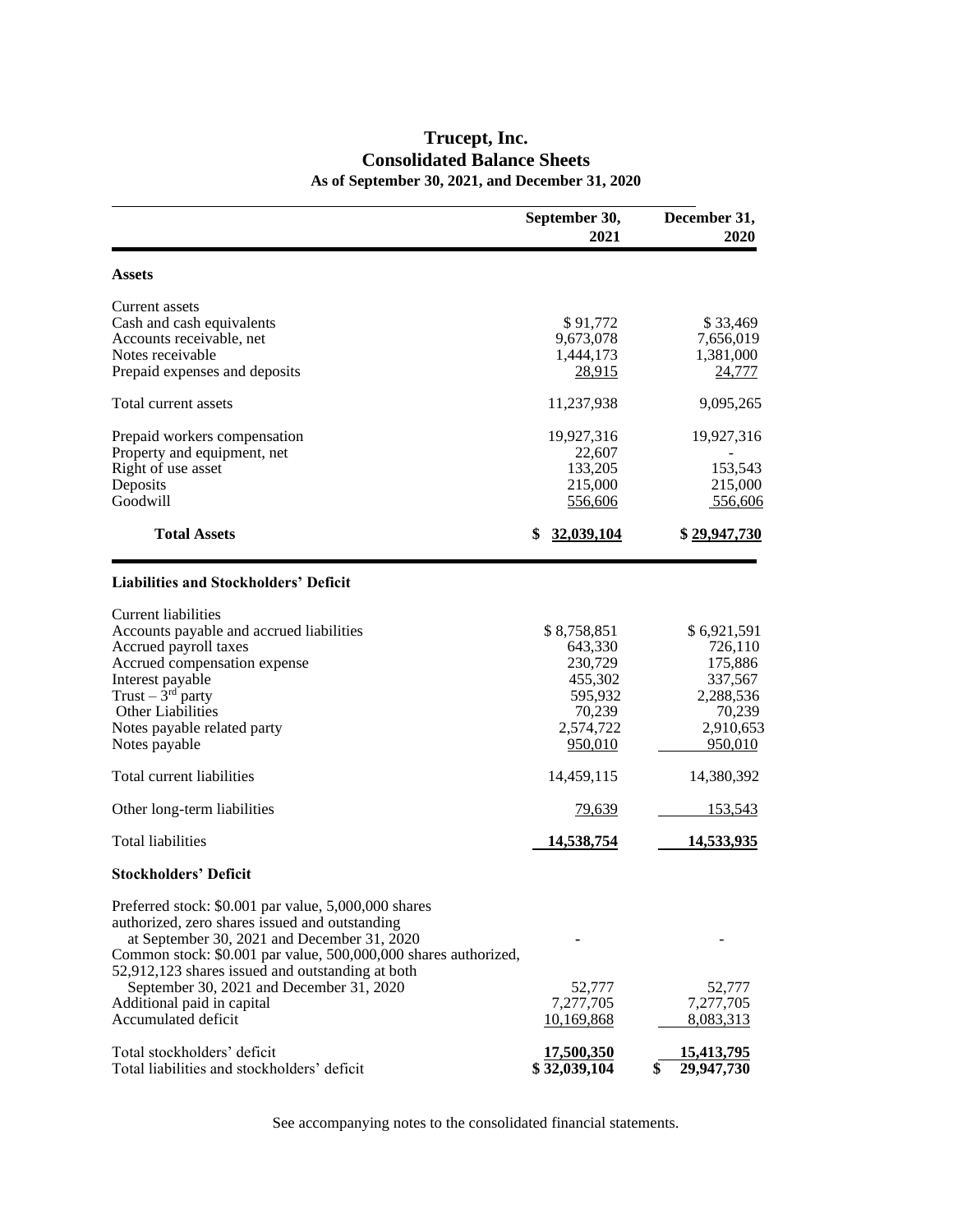# Trucept, Inc.
## Consolidated Balance Sheets
### As of September 30, 2021, and December 31, 2020

| | September 30, 2021 | December 31, 2020 |
|---|---|---|
| **Assets** | | |
| Current assets | | |
| Cash and cash equivalents | $ 91,772 | $ 33,469 |
| Accounts receivable, net | 9,673,078 | 7,656,019 |
| Notes receivable | 1,444,173 | 1,381,000 |
| Prepaid expenses and deposits | 28,915 | 24,777 |
| Total current assets | 11,237,938 | 9,095,265 |
| Prepaid workers compensation | 19,927,316 | 19,927,316 |
| Property and equipment, net | 22,607 | - |
| Right of use asset | 133,205 | 153,543 |
| Deposits | 215,000 | 215,000 |
| Goodwill | 556,606 | 556,606 |
| **Total Assets** | **$ 32,039,104** | **$ 29,947,730** |
| **Liabilities and Stockholders' Deficit** | | |
| Current liabilities | | |
| Accounts payable and accrued liabilities | $ 8,758,851 | $ 6,921,591 |
| Accrued payroll taxes | 643,330 | 726,110 |
| Accrued compensation expense | 230,729 | 175,886 |
| Interest payable | 455,302 | 337,567 |
| Trust – 3rd party | 595,932 | 2,288,536 |
| Other Liabilities | 70,239 | 70,239 |
| Notes payable related party | 2,574,722 | 2,910,653 |
| Notes payable | 950,010 | 950,010 |
| Total current liabilities | 14,459,115 | 14,380,392 |
| Other long-term liabilities | 79,639 | 153,543 |
| Total liabilities | **14,538,754** | **14,533,935** |
| **Stockholders' Deficit** | | |
| Preferred stock: $0.001 par value, 5,000,000 shares authorized, zero shares issued and outstanding at September 30, 2021 and December 31, 2020 | - | - |
| Common stock: $0.001 par value, 500,000,000 shares authorized, 52,912,123 shares issued and outstanding at both September 30, 2021 and December 31, 2020 | 52,777 | 52,777 |
| Additional paid in capital | 7,277,705 | 7,277,705 |
| Accumulated deficit | 10,169,868 | 8,083,313 |
| Total stockholders' deficit | **17,500,350** | **15,413,795** |
| Total liabilities and stockholders' deficit | **$ 32,039,104** | **$ 29,947,730** |

See accompanying notes to the consolidated financial statements.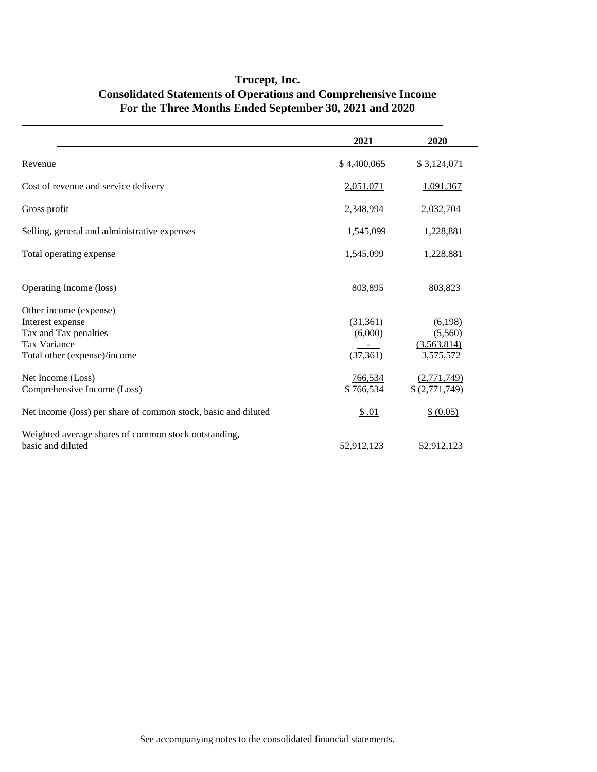# Trucept, Inc.
## Consolidated Statements of Operations and Comprehensive Income
### For the Three Months Ended September 30, 2021 and 2020

| | 2021 | 2020 |
|---|---|---|
| Revenue | $ 4,400,065 | $ 3,124,071 |
| Cost of revenue and service delivery | 2,051,071 | 1,091,367 |
| Gross profit | 2,348,994 | 2,032,704 |
| Selling, general and administrative expenses | 1,545,099 | 1,228,881 |
| Total operating expense | 1,545,099 | 1,228,881 |
| Operating Income (loss) | 803,895 | 803,823 |
| Other income (expense) | | |
| Interest expense | (31,361) | (6,198) |
| Tax and Tax penalties | (6,000) | (5,560) |
| Tax Variance | - | (3,563,814) |
| Total other (expense)/income | (37,361) | 3,575,572 |
| Net Income (Loss) | 766,534 | (2,771,749) |
| Comprehensive Income (Loss) | $ 766,534 | $ (2,771,749) |
| Net income (loss) per share of common stock, basic and diluted | $ .01 | $ (0.05) |
| Weighted average shares of common stock outstanding, basic and diluted | 52,912,123 | 52,912,123 |

See accompanying notes to the consolidated financial statements.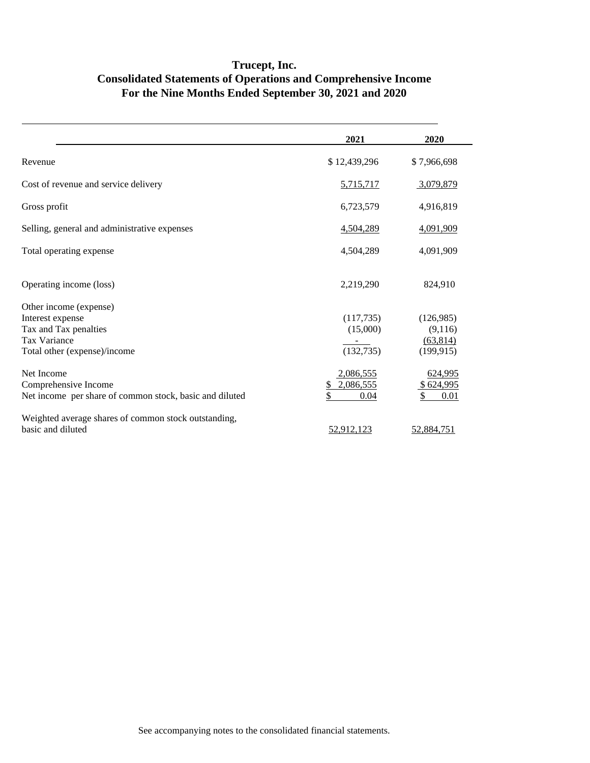# Trucept, Inc.
## Consolidated Statements of Operations and Comprehensive Income
### For the Nine Months Ended September 30, 2021 and 2020

| | 2021 | 2020 |
|---|---|---|
| Revenue | $ 12,439,296 | $ 7,966,698 |
| Cost of revenue and service delivery | 5,715,717 | 3,079,879 |
| Gross profit | 6,723,579 | 4,916,819 |
| Selling, general and administrative expenses | 4,504,289 | 4,091,909 |
| Total operating expense | 4,504,289 | 4,091,909 |
| Operating income (loss) | 2,219,290 | 824,910 |
| Other income (expense) | | |
| Interest expense | (117,735) | (126,985) |
| Tax and Tax penalties | (15,000) | (9,116) |
| Tax Variance | - | (63,814) |
| Total other (expense)/income | (132,735) | (199,915) |
| Net Income | 2,086,555 | 624,995 |
| Comprehensive Income | $ 2,086,555 | $ 624,995 |
| Net income per share of common stock, basic and diluted | $ 0.04 | $ 0.01 |
| Weighted average shares of common stock outstanding, basic and diluted | 52,912,123 | 52,884,751 |

See accompanying notes to the consolidated financial statements.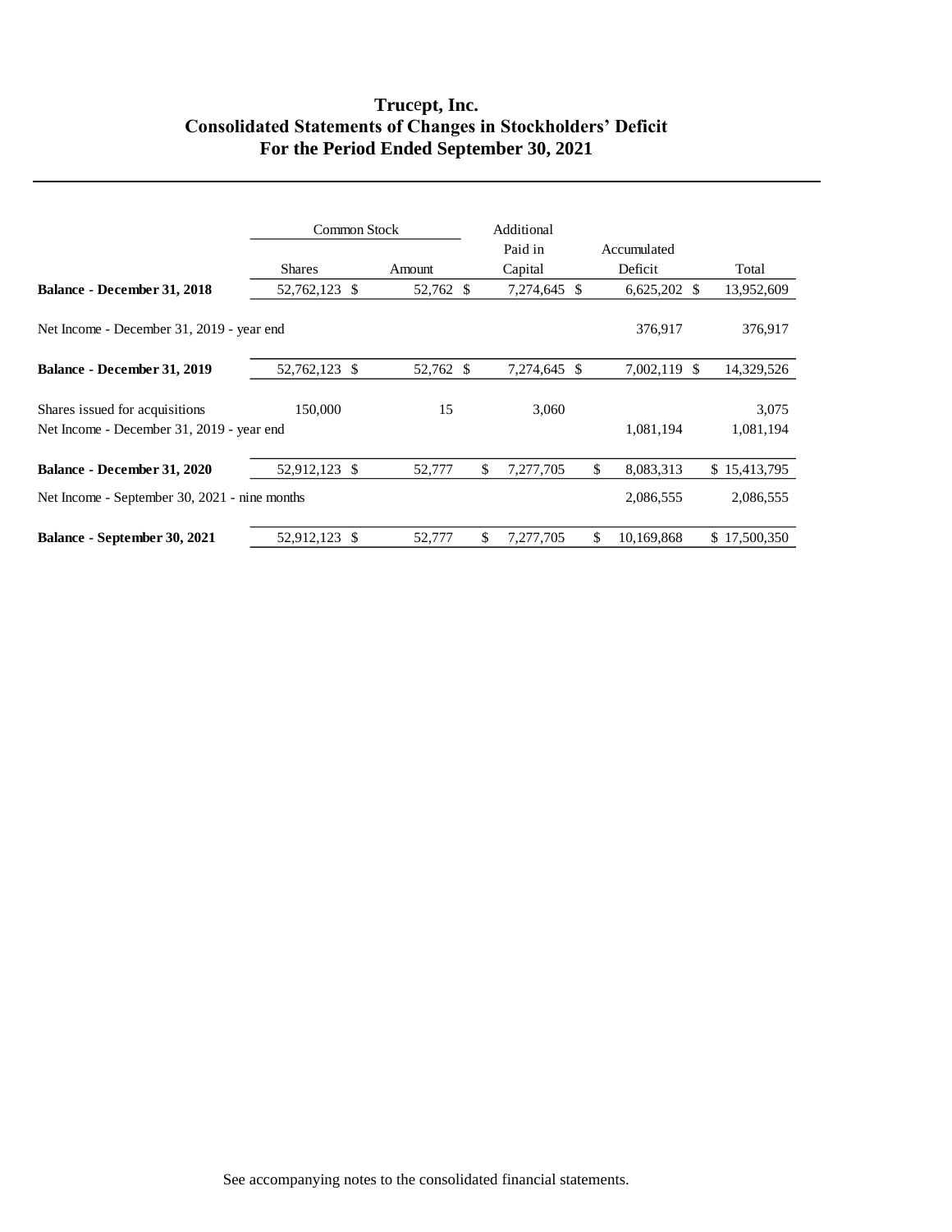# Trucept, Inc.
## Consolidated Statements of Changes in Stockholders' Deficit
## For the Period Ended September 30, 2021

| | Common Stock | | Additional Paid in Capital | Accumulated Deficit | Total |
|---|---|---|---|---|---|
| | Shares | Amount | | | |
| **Balance - December 31, 2018** | 52,762,123 | $ 52,762 | $ 7,274,645 | $ 6,625,202 | $ 13,952,609 |
| Net Income - December 31, 2019 - year end | | | | 376,917 | 376,917 |
| **Balance - December 31, 2019** | 52,762,123 | $ 52,762 | $ 7,274,645 | $ 7,002,119 | $ 14,329,526 |
| Shares issued for acquisitions | 150,000 | 15 | 3,060 | | 3,075 |
| Net Income - December 31, 2019 - year end | | | | 1,081,194 | 1,081,194 |
| **Balance - December 31, 2020** | 52,912,123 | $ 52,777 | $ 7,277,705 | $ 8,083,313 | $ 15,413,795 |
| Net Income - September 30, 2021 - nine months | | | | 2,086,555 | 2,086,555 |
| **Balance - September 30, 2021** | 52,912,123 | $ 52,777 | $ 7,277,705 | $ 10,169,868 | $ 17,500,350 |

See accompanying notes to the consolidated financial statements.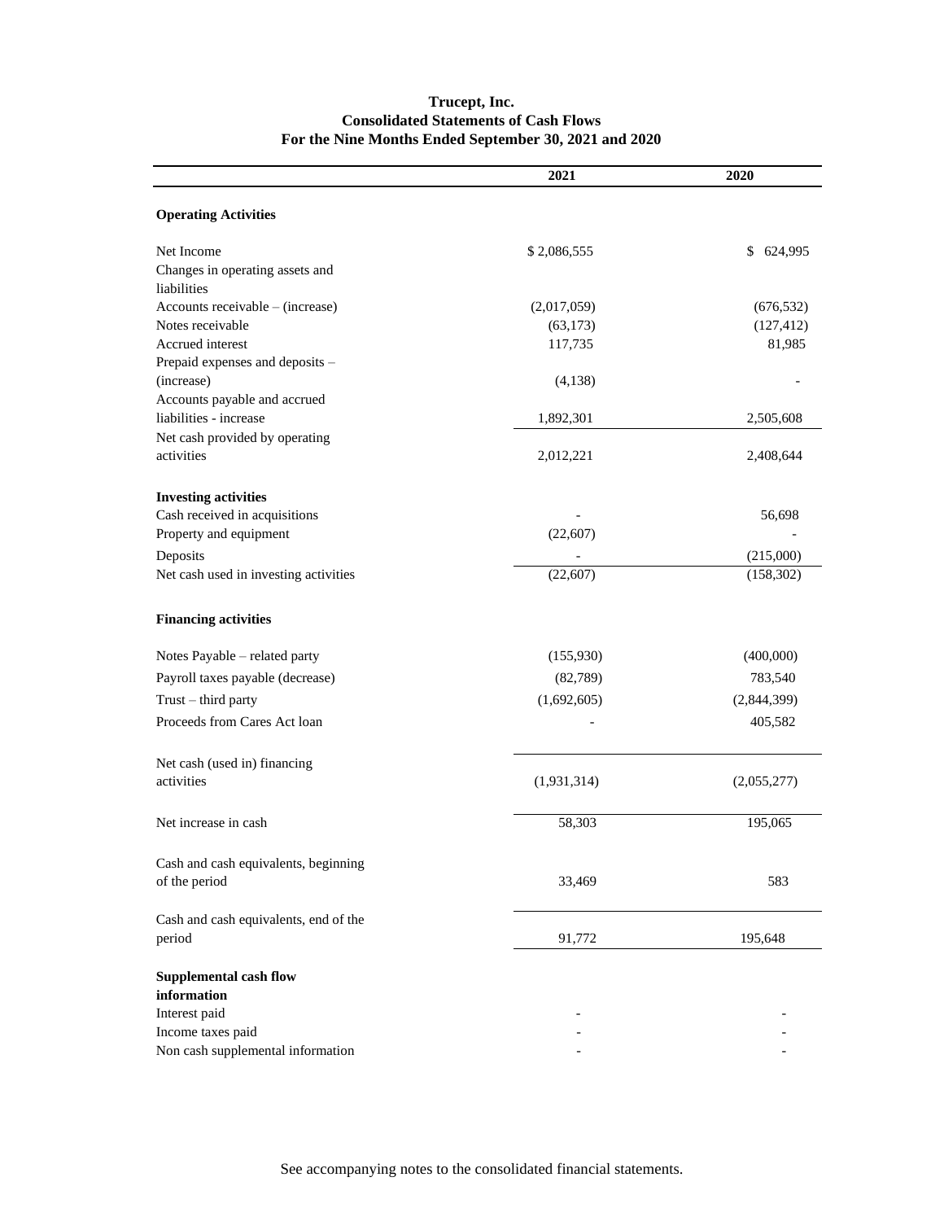# Trucept, Inc.
## Consolidated Statements of Cash Flows
### For the Nine Months Ended September 30, 2021 and 2020

| | 2021 | 2020 |
|---|---|---|
| **Operating Activities** | | |
| Net Income | $ 2,086,555 | $ 624,995 |
| Changes in operating assets and liabilities | | |
| Accounts receivable – (increase) | (2,017,059) | (676,532) |
| Notes receivable | (63,173) | (127,412) |
| Accrued interest | 117,735 | 81,985 |
| Prepaid expenses and deposits – (increase) | (4,138) | - |
| Accounts payable and accrued liabilities - increase | 1,892,301 | 2,505,608 |
| Net cash provided by operating activities | 2,012,221 | 2,408,644 |
| **Investing activities** | | |
| Cash received in acquisitions | - | 56,698 |
| Property and equipment | (22,607) | - |
| Deposits | - | (215,000) |
| Net cash used in investing activities | (22,607) | (158,302) |
| **Financing activities** | | |
| Notes Payable – related party | (155,930) | (400,000) |
| Payroll taxes payable (decrease) | (82,789) | 783,540 |
| Trust – third party | (1,692,605) | (2,844,399) |
| Proceeds from Cares Act loan | - | 405,582 |
| Net cash (used in) financing activities | (1,931,314) | (2,055,277) |
| Net increase in cash | 58,303 | 195,065 |
| Cash and cash equivalents, beginning of the period | 33,469 | 583 |
| Cash and cash equivalents, end of the period | 91,772 | 195,648 |
| **Supplemental cash flow information** | | |
| Interest paid | - | - |
| Income taxes paid | - | - |
| Non cash supplemental information | - | - |

See accompanying notes to the consolidated financial statements.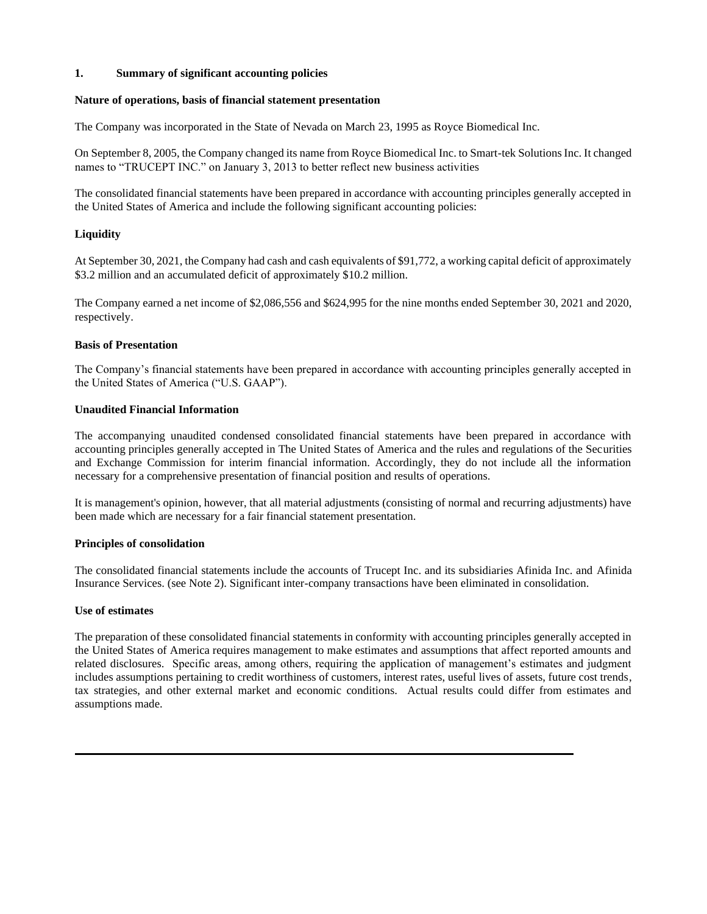**1. Summary of significant accounting policies**

**Nature of operations, basis of financial statement presentation**

The Company was incorporated in the State of Nevada on March 23, 1995 as Royce Biomedical Inc.

On September 8, 2005, the Company changed its name from Royce Biomedical Inc. to Smart-tek Solutions Inc. It changed names to "TRUCEPT INC." on January 3, 2013 to better reflect new business activities

The consolidated financial statements have been prepared in accordance with accounting principles generally accepted in the United States of America and include the following significant accounting policies:

**Liquidity**

At September 30, 2021, the Company had cash and cash equivalents of $91,772, a working capital deficit of approximately $3.2 million and an accumulated deficit of approximately $10.2 million.

The Company earned a net income of $2,086,556 and $624,995 for the nine months ended September 30, 2021 and 2020, respectively.

**Basis of Presentation**

The Company's financial statements have been prepared in accordance with accounting principles generally accepted in the United States of America ("U.S. GAAP").

**Unaudited Financial Information**

The accompanying unaudited condensed consolidated financial statements have been prepared in accordance with accounting principles generally accepted in The United States of America and the rules and regulations of the Securities and Exchange Commission for interim financial information. Accordingly, they do not include all the information necessary for a comprehensive presentation of financial position and results of operations.

It is management's opinion, however, that all material adjustments (consisting of normal and recurring adjustments) have been made which are necessary for a fair financial statement presentation.

**Principles of consolidation**

The consolidated financial statements include the accounts of Trucept Inc. and its subsidiaries Afinida Inc. and Afinida Insurance Services. (see Note 2). Significant inter-company transactions have been eliminated in consolidation.

**Use of estimates**

The preparation of these consolidated financial statements in conformity with accounting principles generally accepted in the United States of America requires management to make estimates and assumptions that affect reported amounts and related disclosures. Specific areas, among others, requiring the application of management's estimates and judgment includes assumptions pertaining to credit worthiness of customers, interest rates, useful lives of assets, future cost trends, tax strategies, and other external market and economic conditions. Actual results could differ from estimates and assumptions made.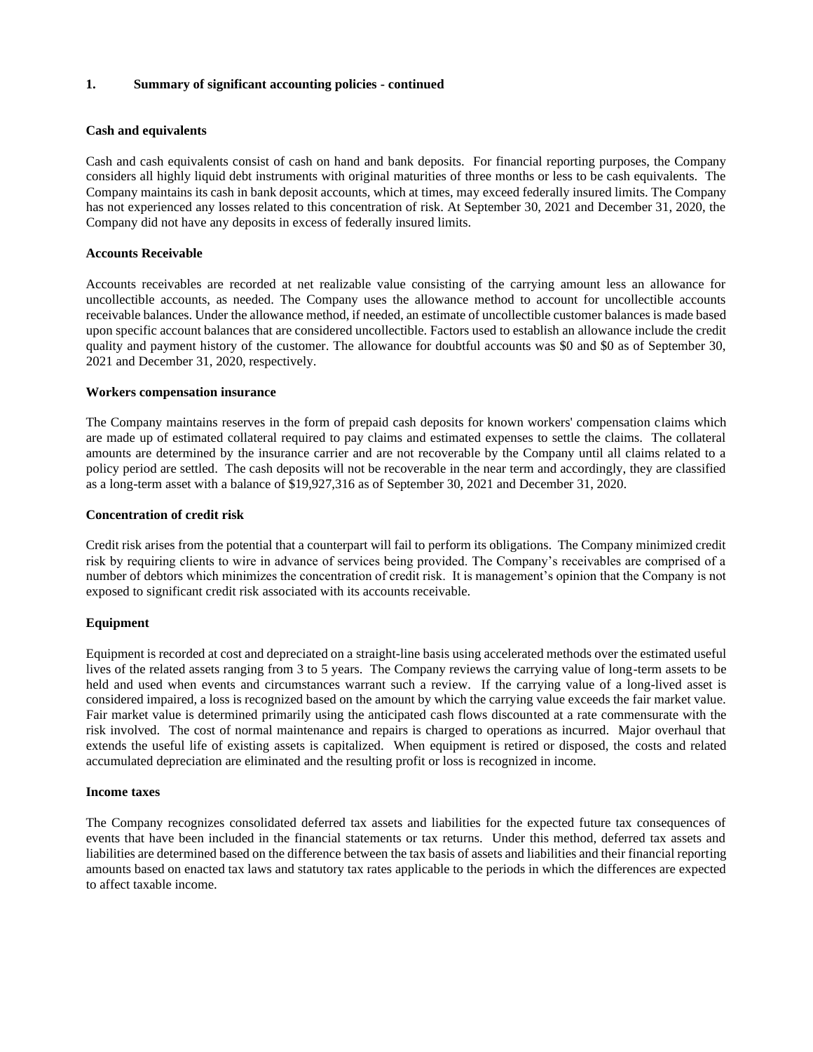## 1. Summary of significant accounting policies - continued

### Cash and equivalents

Cash and cash equivalents consist of cash on hand and bank deposits. For financial reporting purposes, the Company considers all highly liquid debt instruments with original maturities of three months or less to be cash equivalents. The Company maintains its cash in bank deposit accounts, which at times, may exceed federally insured limits. The Company has not experienced any losses related to this concentration of risk. At September 30, 2021 and December 31, 2020, the Company did not have any deposits in excess of federally insured limits.

### Accounts Receivable

Accounts receivables are recorded at net realizable value consisting of the carrying amount less an allowance for uncollectible accounts, as needed. The Company uses the allowance method to account for uncollectible accounts receivable balances. Under the allowance method, if needed, an estimate of uncollectible customer balances is made based upon specific account balances that are considered uncollectible. Factors used to establish an allowance include the credit quality and payment history of the customer. The allowance for doubtful accounts was $0 and $0 as of September 30, 2021 and December 31, 2020, respectively.

### Workers compensation insurance

The Company maintains reserves in the form of prepaid cash deposits for known workers' compensation claims which are made up of estimated collateral required to pay claims and estimated expenses to settle the claims. The collateral amounts are determined by the insurance carrier and are not recoverable by the Company until all claims related to a policy period are settled. The cash deposits will not be recoverable in the near term and accordingly, they are classified as a long-term asset with a balance of $19,927,316 as of September 30, 2021 and December 31, 2020.

### Concentration of credit risk

Credit risk arises from the potential that a counterpart will fail to perform its obligations. The Company minimized credit risk by requiring clients to wire in advance of services being provided. The Company's receivables are comprised of a number of debtors which minimizes the concentration of credit risk. It is management's opinion that the Company is not exposed to significant credit risk associated with its accounts receivable.

### Equipment

Equipment is recorded at cost and depreciated on a straight-line basis using accelerated methods over the estimated useful lives of the related assets ranging from 3 to 5 years. The Company reviews the carrying value of long-term assets to be held and used when events and circumstances warrant such a review. If the carrying value of a long-lived asset is considered impaired, a loss is recognized based on the amount by which the carrying value exceeds the fair market value. Fair market value is determined primarily using the anticipated cash flows discounted at a rate commensurate with the risk involved. The cost of normal maintenance and repairs is charged to operations as incurred. Major overhaul that extends the useful life of existing assets is capitalized. When equipment is retired or disposed, the costs and related accumulated depreciation are eliminated and the resulting profit or loss is recognized in income.

### Income taxes

The Company recognizes consolidated deferred tax assets and liabilities for the expected future tax consequences of events that have been included in the financial statements or tax returns. Under this method, deferred tax assets and liabilities are determined based on the difference between the tax basis of assets and liabilities and their financial reporting amounts based on enacted tax laws and statutory tax rates applicable to the periods in which the differences are expected to affect taxable income.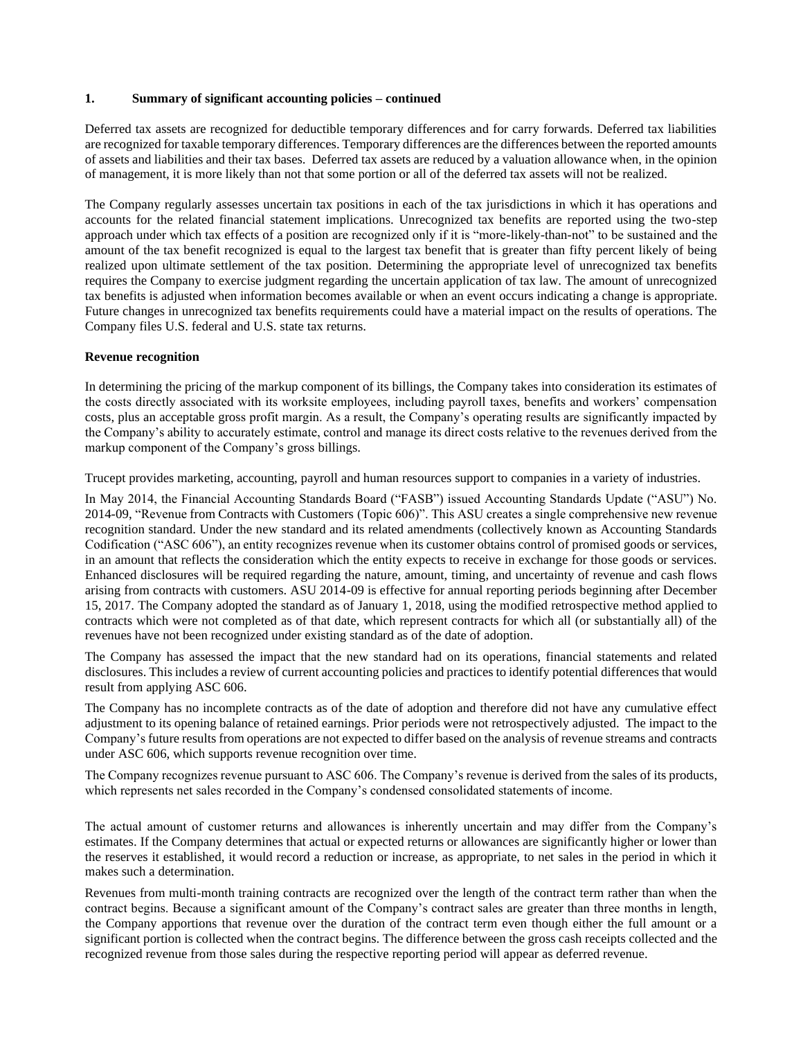**1. Summary of significant accounting policies – continued**

Deferred tax assets are recognized for deductible temporary differences and for carry forwards. Deferred tax liabilities are recognized for taxable temporary differences. Temporary differences are the differences between the reported amounts of assets and liabilities and their tax bases. Deferred tax assets are reduced by a valuation allowance when, in the opinion of management, it is more likely than not that some portion or all of the deferred tax assets will not be realized.

The Company regularly assesses uncertain tax positions in each of the tax jurisdictions in which it has operations and accounts for the related financial statement implications. Unrecognized tax benefits are reported using the two-step approach under which tax effects of a position are recognized only if it is "more-likely-than-not" to be sustained and the amount of the tax benefit recognized is equal to the largest tax benefit that is greater than fifty percent likely of being realized upon ultimate settlement of the tax position. Determining the appropriate level of unrecognized tax benefits requires the Company to exercise judgment regarding the uncertain application of tax law. The amount of unrecognized tax benefits is adjusted when information becomes available or when an event occurs indicating a change is appropriate. Future changes in unrecognized tax benefits requirements could have a material impact on the results of operations. The Company files U.S. federal and U.S. state tax returns.

**Revenue recognition**

In determining the pricing of the markup component of its billings, the Company takes into consideration its estimates of the costs directly associated with its worksite employees, including payroll taxes, benefits and workers' compensation costs, plus an acceptable gross profit margin. As a result, the Company's operating results are significantly impacted by the Company's ability to accurately estimate, control and manage its direct costs relative to the revenues derived from the markup component of the Company's gross billings.

Trucept provides marketing, accounting, payroll and human resources support to companies in a variety of industries.

In May 2014, the Financial Accounting Standards Board ("FASB") issued Accounting Standards Update ("ASU") No. 2014-09, "Revenue from Contracts with Customers (Topic 606)". This ASU creates a single comprehensive new revenue recognition standard. Under the new standard and its related amendments (collectively known as Accounting Standards Codification ("ASC 606"), an entity recognizes revenue when its customer obtains control of promised goods or services, in an amount that reflects the consideration which the entity expects to receive in exchange for those goods or services. Enhanced disclosures will be required regarding the nature, amount, timing, and uncertainty of revenue and cash flows arising from contracts with customers. ASU 2014-09 is effective for annual reporting periods beginning after December 15, 2017. The Company adopted the standard as of January 1, 2018, using the modified retrospective method applied to contracts which were not completed as of that date, which represent contracts for which all (or substantially all) of the revenues have not been recognized under existing standard as of the date of adoption.

The Company has assessed the impact that the new standard had on its operations, financial statements and related disclosures. This includes a review of current accounting policies and practices to identify potential differences that would result from applying ASC 606.

The Company has no incomplete contracts as of the date of adoption and therefore did not have any cumulative effect adjustment to its opening balance of retained earnings. Prior periods were not retrospectively adjusted. The impact to the Company's future results from operations are not expected to differ based on the analysis of revenue streams and contracts under ASC 606, which supports revenue recognition over time.

The Company recognizes revenue pursuant to ASC 606. The Company's revenue is derived from the sales of its products, which represents net sales recorded in the Company's condensed consolidated statements of income.

The actual amount of customer returns and allowances is inherently uncertain and may differ from the Company's estimates. If the Company determines that actual or expected returns or allowances are significantly higher or lower than the reserves it established, it would record a reduction or increase, as appropriate, to net sales in the period in which it makes such a determination.

Revenues from multi-month training contracts are recognized over the length of the contract term rather than when the contract begins. Because a significant amount of the Company's contract sales are greater than three months in length, the Company apportions that revenue over the duration of the contract term even though either the full amount or a significant portion is collected when the contract begins. The difference between the gross cash receipts collected and the recognized revenue from those sales during the respective reporting period will appear as deferred revenue.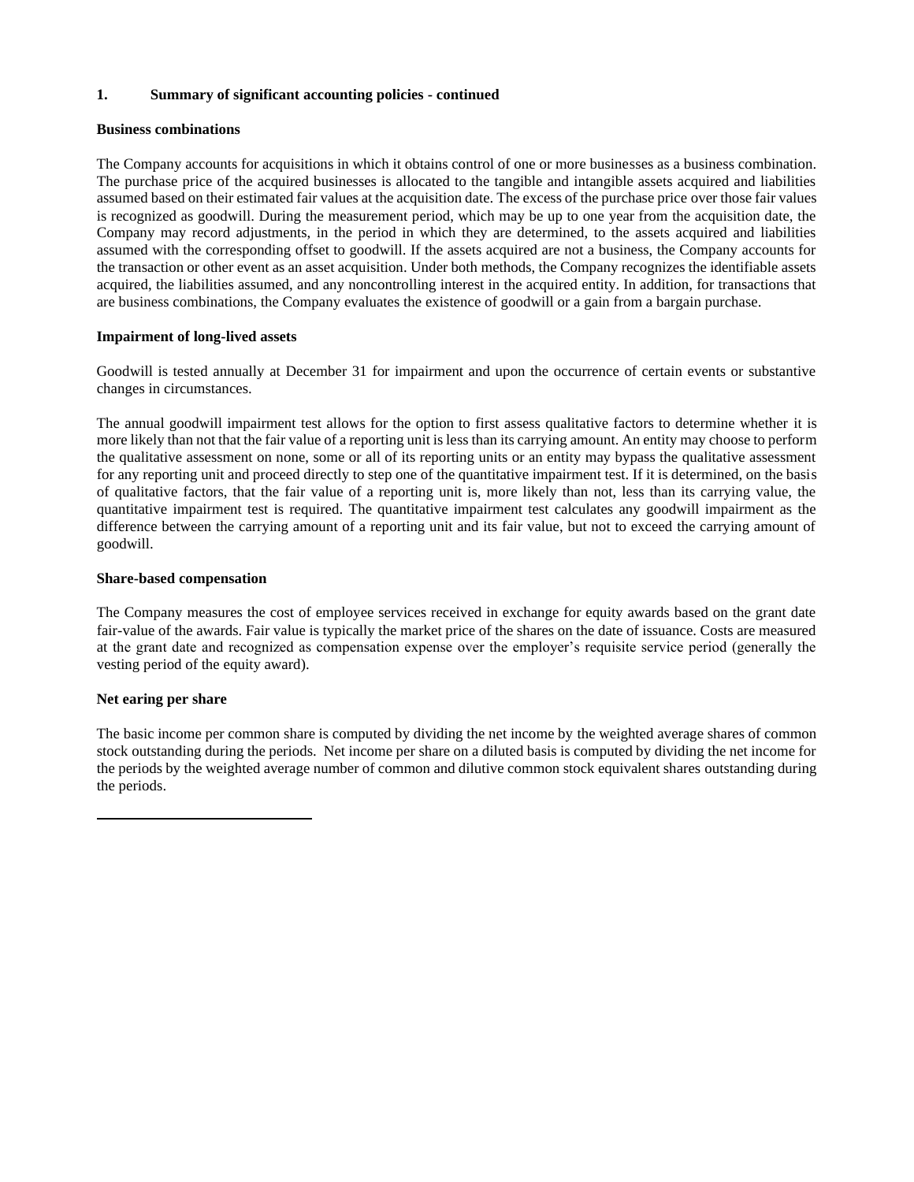**1. Summary of significant accounting policies - continued**

**Business combinations**

The Company accounts for acquisitions in which it obtains control of one or more businesses as a business combination. The purchase price of the acquired businesses is allocated to the tangible and intangible assets acquired and liabilities assumed based on their estimated fair values at the acquisition date. The excess of the purchase price over those fair values is recognized as goodwill. During the measurement period, which may be up to one year from the acquisition date, the Company may record adjustments, in the period in which they are determined, to the assets acquired and liabilities assumed with the corresponding offset to goodwill. If the assets acquired are not a business, the Company accounts for the transaction or other event as an asset acquisition. Under both methods, the Company recognizes the identifiable assets acquired, the liabilities assumed, and any noncontrolling interest in the acquired entity. In addition, for transactions that are business combinations, the Company evaluates the existence of goodwill or a gain from a bargain purchase.

**Impairment of long-lived assets**

Goodwill is tested annually at December 31 for impairment and upon the occurrence of certain events or substantive changes in circumstances.

The annual goodwill impairment test allows for the option to first assess qualitative factors to determine whether it is more likely than not that the fair value of a reporting unit is less than its carrying amount. An entity may choose to perform the qualitative assessment on none, some or all of its reporting units or an entity may bypass the qualitative assessment for any reporting unit and proceed directly to step one of the quantitative impairment test. If it is determined, on the basis of qualitative factors, that the fair value of a reporting unit is, more likely than not, less than its carrying value, the quantitative impairment test is required. The quantitative impairment test calculates any goodwill impairment as the difference between the carrying amount of a reporting unit and its fair value, but not to exceed the carrying amount of goodwill.

**Share-based compensation**

The Company measures the cost of employee services received in exchange for equity awards based on the grant date fair-value of the awards. Fair value is typically the market price of the shares on the date of issuance. Costs are measured at the grant date and recognized as compensation expense over the employer's requisite service period (generally the vesting period of the equity award).

**Net earing per share**

The basic income per common share is computed by dividing the net income by the weighted average shares of common stock outstanding during the periods. Net income per share on a diluted basis is computed by dividing the net income for the periods by the weighted average number of common and dilutive common stock equivalent shares outstanding during the periods.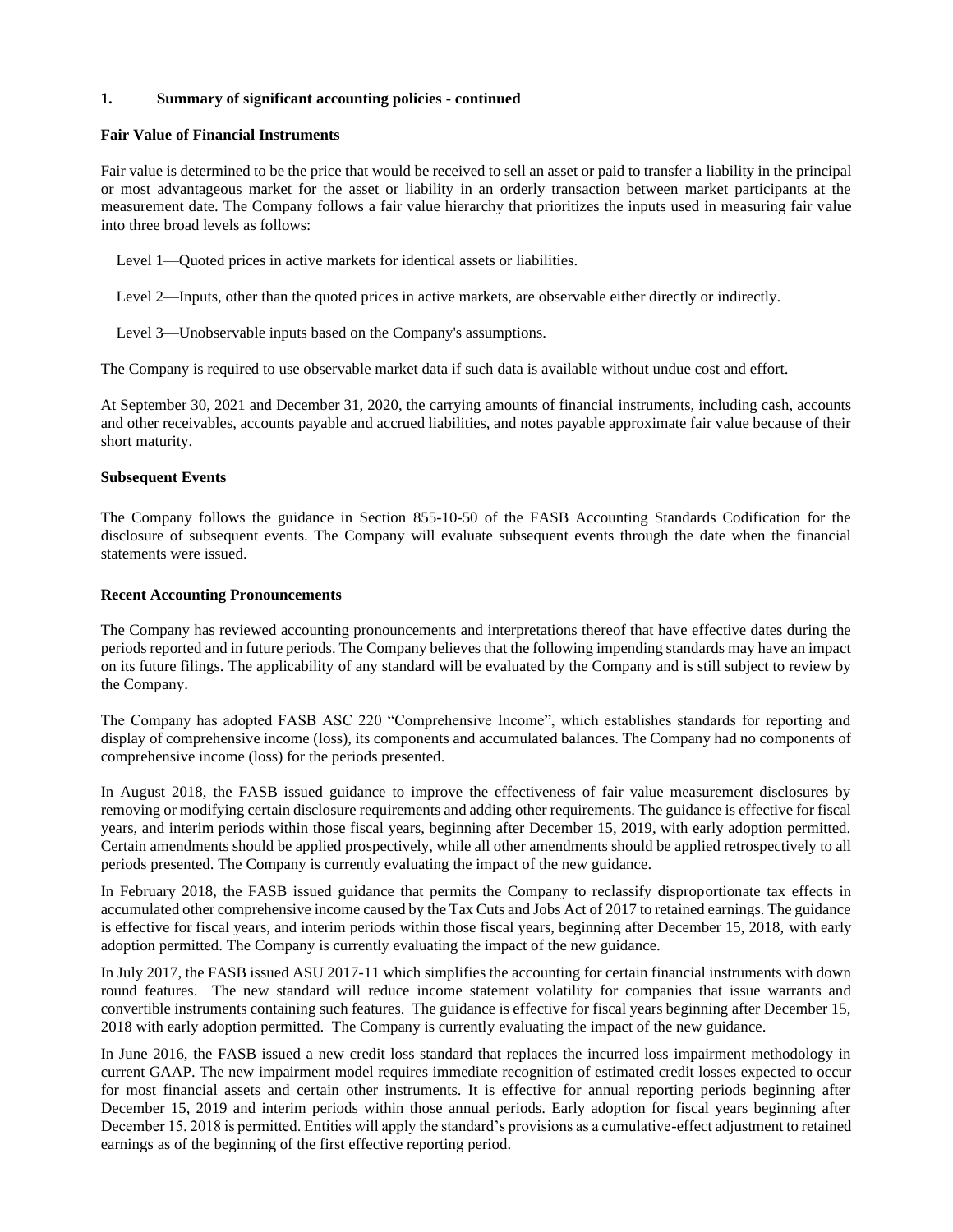**1. Summary of significant accounting policies - continued**

**Fair Value of Financial Instruments**

Fair value is determined to be the price that would be received to sell an asset or paid to transfer a liability in the principal or most advantageous market for the asset or liability in an orderly transaction between market participants at the measurement date. The Company follows a fair value hierarchy that prioritizes the inputs used in measuring fair value into three broad levels as follows:

Level 1—Quoted prices in active markets for identical assets or liabilities.

Level 2—Inputs, other than the quoted prices in active markets, are observable either directly or indirectly.

Level 3—Unobservable inputs based on the Company's assumptions.

The Company is required to use observable market data if such data is available without undue cost and effort.

At September 30, 2021 and December 31, 2020, the carrying amounts of financial instruments, including cash, accounts and other receivables, accounts payable and accrued liabilities, and notes payable approximate fair value because of their short maturity.

**Subsequent Events**

The Company follows the guidance in Section 855-10-50 of the FASB Accounting Standards Codification for the disclosure of subsequent events. The Company will evaluate subsequent events through the date when the financial statements were issued.

**Recent Accounting Pronouncements**

The Company has reviewed accounting pronouncements and interpretations thereof that have effective dates during the periods reported and in future periods. The Company believes that the following impending standards may have an impact on its future filings. The applicability of any standard will be evaluated by the Company and is still subject to review by the Company.

The Company has adopted FASB ASC 220 "Comprehensive Income", which establishes standards for reporting and display of comprehensive income (loss), its components and accumulated balances. The Company had no components of comprehensive income (loss) for the periods presented.

In August 2018, the FASB issued guidance to improve the effectiveness of fair value measurement disclosures by removing or modifying certain disclosure requirements and adding other requirements. The guidance is effective for fiscal years, and interim periods within those fiscal years, beginning after December 15, 2019, with early adoption permitted. Certain amendments should be applied prospectively, while all other amendments should be applied retrospectively to all periods presented. The Company is currently evaluating the impact of the new guidance.

In February 2018, the FASB issued guidance that permits the Company to reclassify disproportionate tax effects in accumulated other comprehensive income caused by the Tax Cuts and Jobs Act of 2017 to retained earnings. The guidance is effective for fiscal years, and interim periods within those fiscal years, beginning after December 15, 2018, with early adoption permitted. The Company is currently evaluating the impact of the new guidance.

In July 2017, the FASB issued ASU 2017-11 which simplifies the accounting for certain financial instruments with down round features. The new standard will reduce income statement volatility for companies that issue warrants and convertible instruments containing such features. The guidance is effective for fiscal years beginning after December 15, 2018 with early adoption permitted. The Company is currently evaluating the impact of the new guidance.

In June 2016, the FASB issued a new credit loss standard that replaces the incurred loss impairment methodology in current GAAP. The new impairment model requires immediate recognition of estimated credit losses expected to occur for most financial assets and certain other instruments. It is effective for annual reporting periods beginning after December 15, 2019 and interim periods within those annual periods. Early adoption for fiscal years beginning after December 15, 2018 is permitted. Entities will apply the standard's provisions as a cumulative-effect adjustment to retained earnings as of the beginning of the first effective reporting period.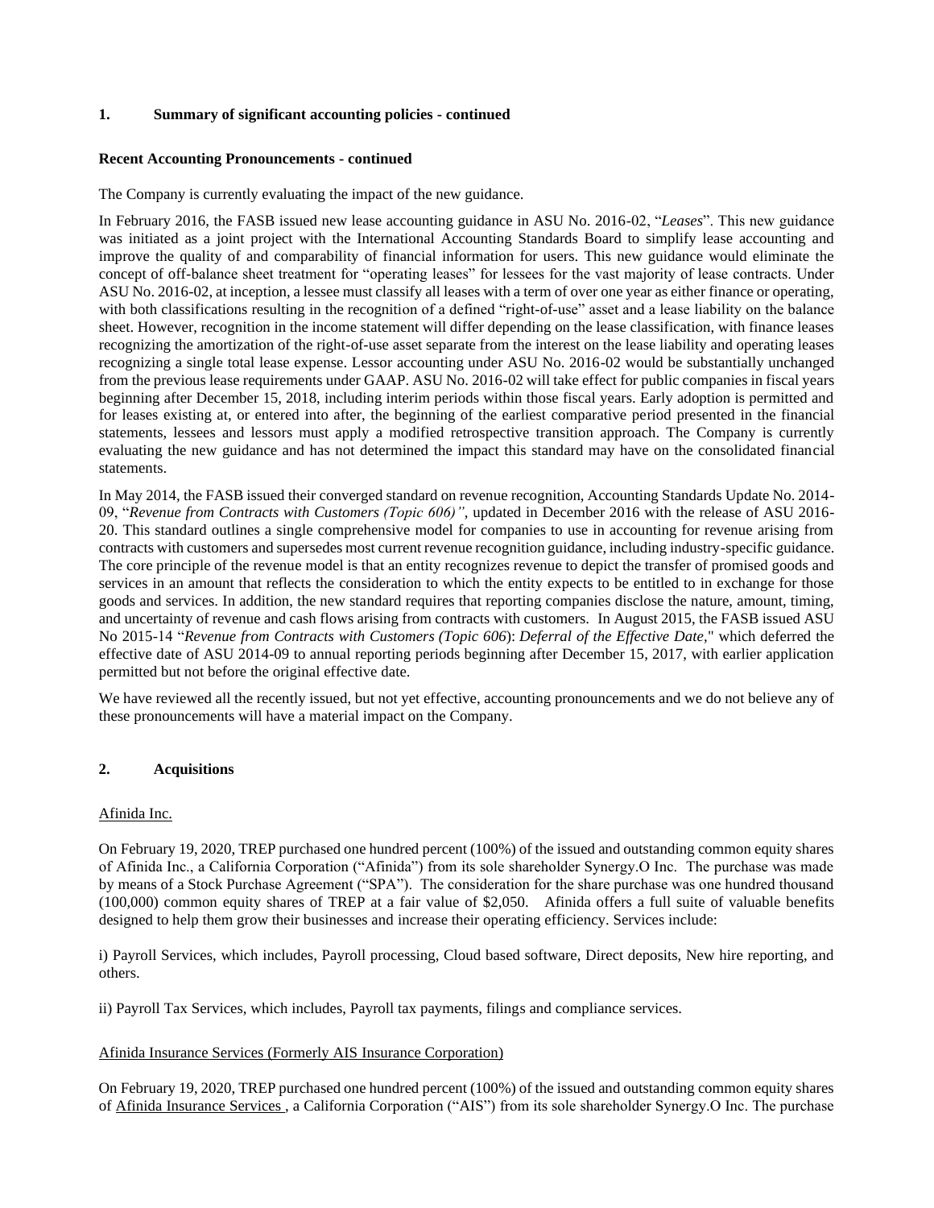## 1. Summary of significant accounting policies - continued

### Recent Accounting Pronouncements - continued

The Company is currently evaluating the impact of the new guidance.

In February 2016, the FASB issued new lease accounting guidance in ASU No. 2016-02, "*Leases*". This new guidance was initiated as a joint project with the International Accounting Standards Board to simplify lease accounting and improve the quality of and comparability of financial information for users. This new guidance would eliminate the concept of off-balance sheet treatment for "operating leases" for lessees for the vast majority of lease contracts. Under ASU No. 2016-02, at inception, a lessee must classify all leases with a term of over one year as either finance or operating, with both classifications resulting in the recognition of a defined "right-of-use" asset and a lease liability on the balance sheet. However, recognition in the income statement will differ depending on the lease classification, with finance leases recognizing the amortization of the right-of-use asset separate from the interest on the lease liability and operating leases recognizing a single total lease expense. Lessor accounting under ASU No. 2016-02 would be substantially unchanged from the previous lease requirements under GAAP. ASU No. 2016-02 will take effect for public companies in fiscal years beginning after December 15, 2018, including interim periods within those fiscal years. Early adoption is permitted and for leases existing at, or entered into after, the beginning of the earliest comparative period presented in the financial statements, lessees and lessors must apply a modified retrospective transition approach. The Company is currently evaluating the new guidance and has not determined the impact this standard may have on the consolidated financial statements.

In May 2014, the FASB issued their converged standard on revenue recognition, Accounting Standards Update No. 2014-09, "*Revenue from Contracts with Customers (Topic 606)"*, updated in December 2016 with the release of ASU 2016-20. This standard outlines a single comprehensive model for companies to use in accounting for revenue arising from contracts with customers and supersedes most current revenue recognition guidance, including industry-specific guidance. The core principle of the revenue model is that an entity recognizes revenue to depict the transfer of promised goods and services in an amount that reflects the consideration to which the entity expects to be entitled to in exchange for those goods and services. In addition, the new standard requires that reporting companies disclose the nature, amount, timing, and uncertainty of revenue and cash flows arising from contracts with customers. In August 2015, the FASB issued ASU No 2015-14 "*Revenue from Contracts with Customers (Topic 606*): *Deferral of the Effective Date*," which deferred the effective date of ASU 2014-09 to annual reporting periods beginning after December 15, 2017, with earlier application permitted but not before the original effective date.

We have reviewed all the recently issued, but not yet effective, accounting pronouncements and we do not believe any of these pronouncements will have a material impact on the Company.

## 2. Acquisitions

Afinida Inc.

On February 19, 2020, TREP purchased one hundred percent (100%) of the issued and outstanding common equity shares of Afinida Inc., a California Corporation ("Afinida") from its sole shareholder Synergy.O Inc. The purchase was made by means of a Stock Purchase Agreement ("SPA"). The consideration for the share purchase was one hundred thousand (100,000) common equity shares of TREP at a fair value of $2,050. Afinida offers a full suite of valuable benefits designed to help them grow their businesses and increase their operating efficiency. Services include:

i) Payroll Services, which includes, Payroll processing, Cloud based software, Direct deposits, New hire reporting, and others.

ii) Payroll Tax Services, which includes, Payroll tax payments, filings and compliance services.

Afinida Insurance Services (Formerly AIS Insurance Corporation)

On February 19, 2020, TREP purchased one hundred percent (100%) of the issued and outstanding common equity shares of Afinida Insurance Services , a California Corporation ("AIS") from its sole shareholder Synergy.O Inc. The purchase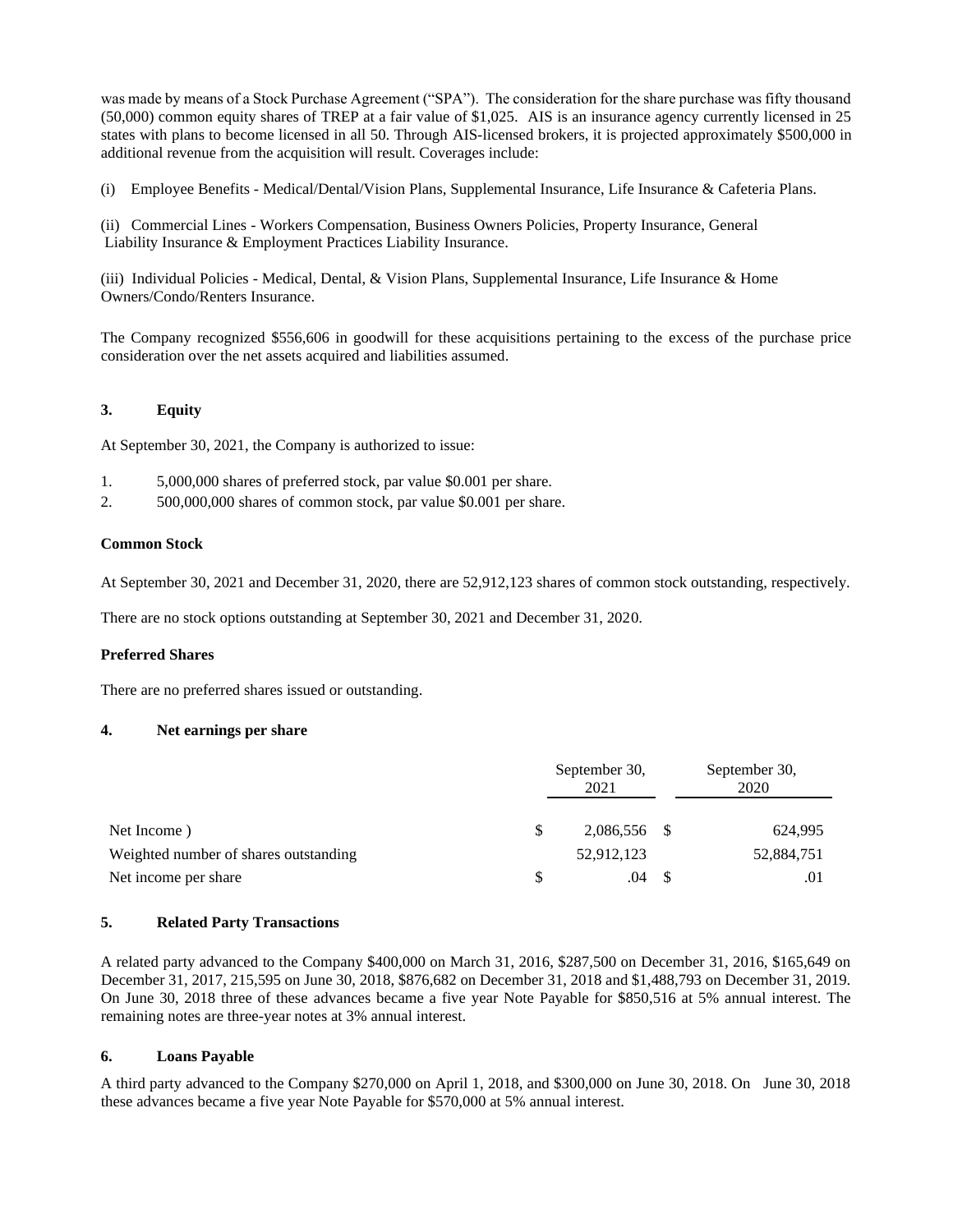was made by means of a Stock Purchase Agreement ("SPA"). The consideration for the share purchase was fifty thousand (50,000) common equity shares of TREP at a fair value of $1,025. AIS is an insurance agency currently licensed in 25 states with plans to become licensed in all 50. Through AIS-licensed brokers, it is projected approximately $500,000 in additional revenue from the acquisition will result. Coverages include:

(i) Employee Benefits - Medical/Dental/Vision Plans, Supplemental Insurance, Life Insurance & Cafeteria Plans.

(ii) Commercial Lines - Workers Compensation, Business Owners Policies, Property Insurance, General Liability Insurance & Employment Practices Liability Insurance.

(iii) Individual Policies - Medical, Dental, & Vision Plans, Supplemental Insurance, Life Insurance & Home Owners/Condo/Renters Insurance.

The Company recognized $556,606 in goodwill for these acquisitions pertaining to the excess of the purchase price consideration over the net assets acquired and liabilities assumed.

## 3. Equity

At September 30, 2021, the Company is authorized to issue:

1. 5,000,000 shares of preferred stock, par value $0.001 per share.
2. 500,000,000 shares of common stock, par value $0.001 per share.

**Common Stock**

At September 30, 2021 and December 31, 2020, there are 52,912,123 shares of common stock outstanding, respectively.

There are no stock options outstanding at September 30, 2021 and December 31, 2020.

**Preferred Shares**

There are no preferred shares issued or outstanding.

## 4. Net earnings per share

| | September 30, 2021 | September 30, 2020 |
|---|---|---|
| Net Income ) | $ 2,086,556 | $ 624,995 |
| Weighted number of shares outstanding | 52,912,123 | 52,884,751 |
| Net income per share | $ .04 | $ .01 |

## 5. Related Party Transactions

A related party advanced to the Company $400,000 on March 31, 2016, $287,500 on December 31, 2016, $165,649 on December 31, 2017, 215,595 on June 30, 2018, $876,682 on December 31, 2018 and $1,488,793 on December 31, 2019. On June 30, 2018 three of these advances became a five year Note Payable for $850,516 at 5% annual interest. The remaining notes are three-year notes at 3% annual interest.

## 6. Loans Payable

A third party advanced to the Company $270,000 on April 1, 2018, and $300,000 on June 30, 2018. On June 30, 2018 these advances became a five year Note Payable for $570,000 at 5% annual interest.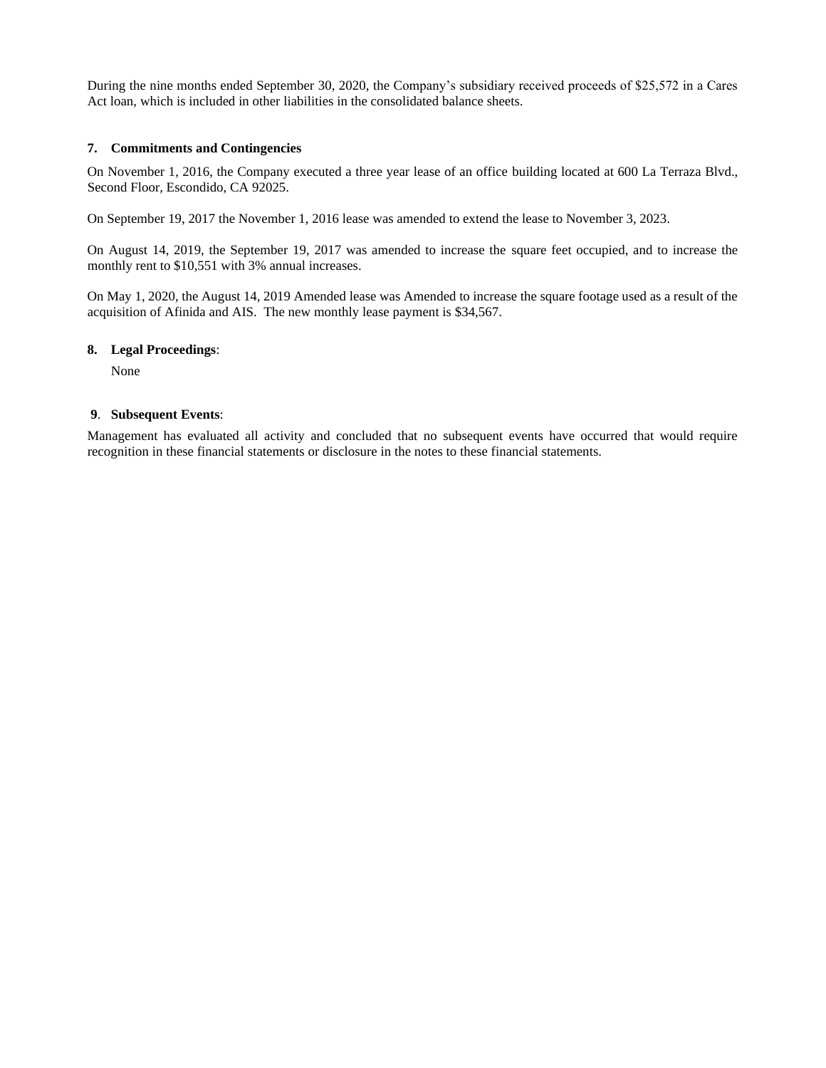During the nine months ended September 30, 2020, the Company's subsidiary received proceeds of $25,572 in a Cares Act loan, which is included in other liabilities in the consolidated balance sheets.

### 7. Commitments and Contingencies

On November 1, 2016, the Company executed a three year lease of an office building located at 600 La Terraza Blvd., Second Floor, Escondido, CA 92025.

On September 19, 2017 the November 1, 2016 lease was amended to extend the lease to November 3, 2023.

On August 14, 2019, the September 19, 2017 was amended to increase the square feet occupied, and to increase the monthly rent to $10,551 with 3% annual increases.

On May 1, 2020, the August 14, 2019 Amended lease was Amended to increase the square footage used as a result of the acquisition of Afinida and AIS. The new monthly lease payment is $34,567.

### 8. Legal Proceedings:

None

### 9. Subsequent Events:

Management has evaluated all activity and concluded that no subsequent events have occurred that would require recognition in these financial statements or disclosure in the notes to these financial statements.